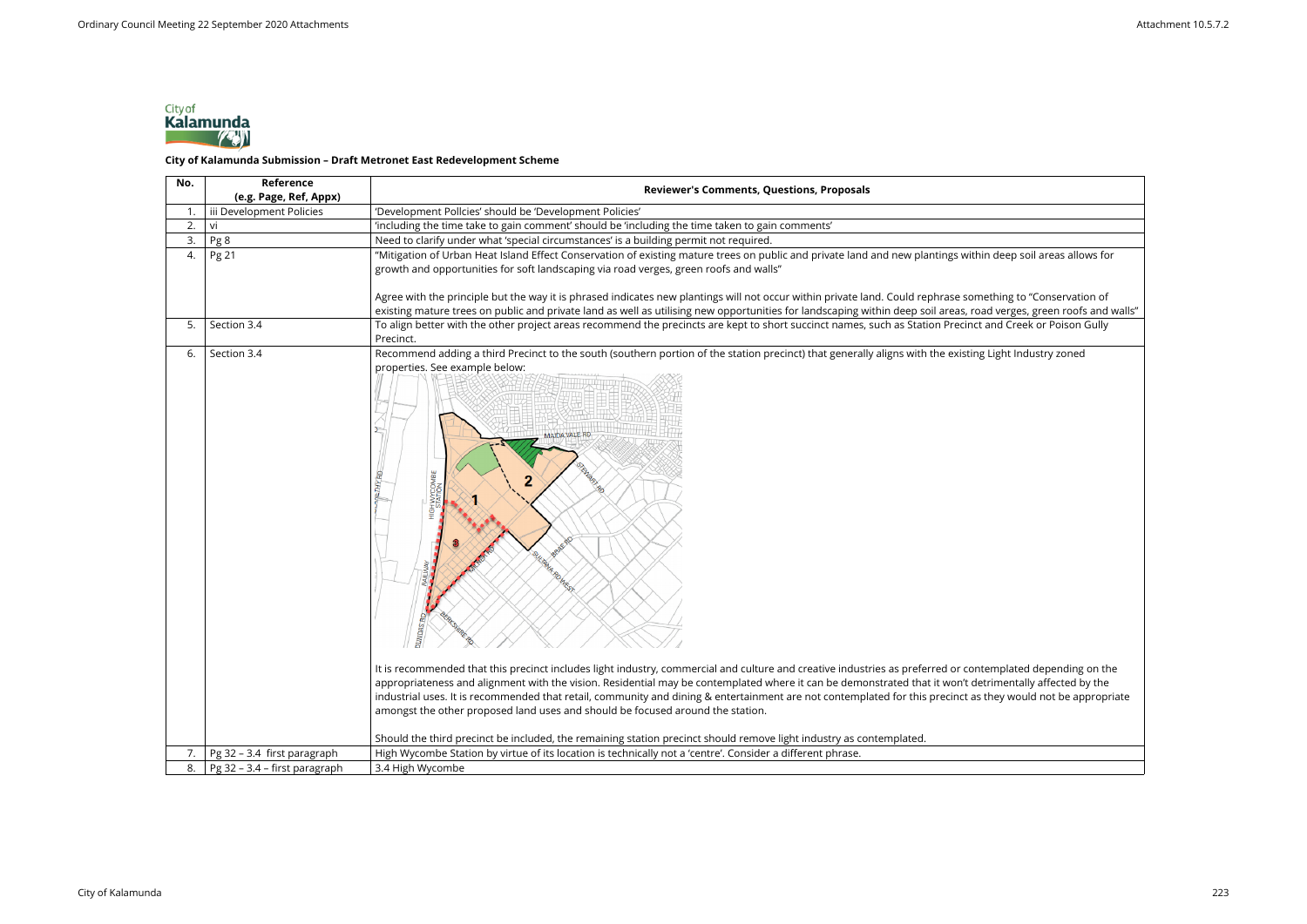**City of Kalamunda Submission – Draft Metronet East Redevelopment Scheme**

| No. | Reference (e.g. Page, Ref, Appx) | Reviewer's Comments, Questions, Proposals |
|---|---|---|
| 1. | iii Development Policies | 'Development Pollcies' should be 'Development Policies' |
| 2. | vi | 'including the time take to gain comment' should be 'including the time taken to gain comments' |
| 3. | Pg 8 | Need to clarify under what 'special circumstances' is a building permit not required. |
| 4. | Pg 21 | "Mitigation of Urban Heat Island Effect Conservation of existing mature trees on public and private land and new plantings within deep soil areas allows for growth and opportunities for soft landscaping via road verges, green roofs and walls"<br><br>Agree with the principle but the way it is phrased indicates new plantings will not occur within private land. Could rephrase something to "Conservation of existing mature trees on public and private land as well as utilising new opportunities for landscaping within deep soil areas, road verges, green roofs and walls" |
| 5. | Section 3.4 | To align better with the other project areas recommend the precincts are kept to short succinct names, such as Station Precinct and Creek or Poison Gully Precinct. |
| 6. | Section 3.4 | Recommend adding a third Precinct to the south (southern portion of the station precinct) that generally aligns with the existing Light Industry zoned properties. See example below:<br><br>It is recommended that this precinct includes light industry, commercial and culture and creative industries as preferred or contemplated depending on the appropriateness and alignment with the vision. Residential may be contemplated where it can be demonstrated that it won't detrimentally affected by the industrial uses. It is recommended that retail, community and dining & entertainment are not contemplated for this precinct as they would not be appropriate amongst the other proposed land uses and should be focused around the station.<br><br>Should the third precinct be included, the remaining station precinct should remove light industry as contemplated. |
| 7. | Pg 32 – 3.4 first paragraph | High Wycombe Station by virtue of its location is technically not a 'centre'. Consider a different phrase. |
| 8. | Pg 32 – 3.4 – first paragraph | 3.4 High Wycombe |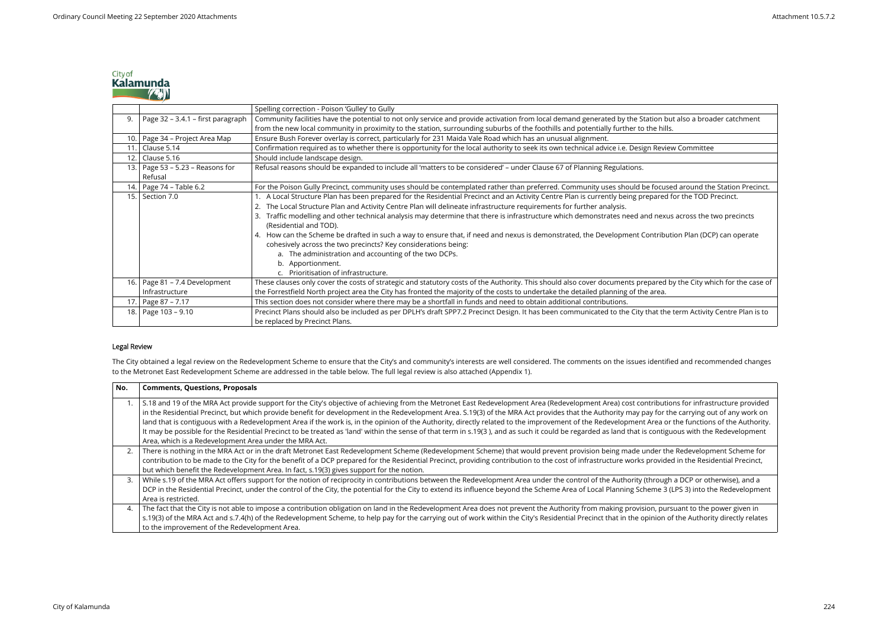|  |  | Spelling correction - Poison 'Gulley' to Gully |
|---|---|---|
| 9. | Page 32 – 3.4.1 – first paragraph | Community facilities have the potential to not only service and provide activation from local demand generated by the Station but also a broader catchment from the new local community in proximity to the station, surrounding suburbs of the foothills and potentially further to the hills. |
| 10. | Page 34 – Project Area Map | Ensure Bush Forever overlay is correct, particularly for 231 Maida Vale Road which has an unusual alignment. |
| 11. | Clause 5.14 | Confirmation required as to whether there is opportunity for the local authority to seek its own technical advice i.e. Design Review Committee |
| 12. | Clause 5.16 | Should include landscape design. |
| 13. | Page 53 – 5.23 – Reasons for Refusal | Refusal reasons should be expanded to include all 'matters to be considered' – under Clause 67 of Planning Regulations. |
| 14. | Page 74 – Table 6.2 | For the Poison Gully Precinct, community uses should be contemplated rather than preferred. Community uses should be focused around the Station Precinct. |
| 15. | Section 7.0 | 1. A Local Structure Plan has been prepared for the Residential Precinct and an Activity Centre Plan is currently being prepared for the TOD Precinct.<br>2. The Local Structure Plan and Activity Centre Plan will delineate infrastructure requirements for further analysis.<br>3. Traffic modelling and other technical analysis may determine that there is infrastructure which demonstrates need and nexus across the two precincts (Residential and TOD).<br>4. How can the Scheme be drafted in such a way to ensure that, if need and nexus is demonstrated, the Development Contribution Plan (DCP) can operate cohesively across the two precincts? Key considerations being:<br>a. The administration and accounting of the two DCPs.<br>b. Apportionment.<br>c. Prioritisation of infrastructure. |
| 16. | Page 81 – 7.4 Development Infrastructure | These clauses only cover the costs of strategic and statutory costs of the Authority. This should also cover documents prepared by the City which for the case of the Forrestfield North project area the City has fronted the majority of the costs to undertake the detailed planning of the area. |
| 17. | Page 87 – 7.17 | This section does not consider where there may be a shortfall in funds and need to obtain additional contributions. |
| 18. | Page 103 – 9.10 | Precinct Plans should also be included as per DPLH's draft SPP7.2 Precinct Design. It has been communicated to the City that the term Activity Centre Plan is to be replaced by Precinct Plans. |

## Legal Review

The City obtained a legal review on the Redevelopment Scheme to ensure that the City's and community's interests are well considered. The comments on the issues identified and recommended changes to the Metronet East Redevelopment Scheme are addressed in the table below. The full legal review is also attached (Appendix 1).

| No. | Comments, Questions, Proposals |
|---|---|
| 1. | S.18 and 19 of the MRA Act provide support for the City's objective of achieving from the Metronet East Redevelopment Area (Redevelopment Area) cost contributions for infrastructure provided in the Residential Precinct, but which provide benefit for development in the Redevelopment Area. S.19(3) of the MRA Act provides that the Authority may pay for the carrying out of any work on land that is contiguous with a Redevelopment Area if the work is, in the opinion of the Authority, directly related to the improvement of the Redevelopment Area or the functions of the Authority. It may be possible for the Residential Precinct to be treated as 'land' within the sense of that term in s.19(3 ), and as such it could be regarded as land that is contiguous with the Redevelopment Area, which is a Redevelopment Area under the MRA Act. |
| 2. | There is nothing in the MRA Act or in the draft Metronet East Redevelopment Scheme (Redevelopment Scheme) that would prevent provision being made under the Redevelopment Scheme for contribution to be made to the City for the benefit of a DCP prepared for the Residential Precinct, providing contribution to the cost of infrastructure works provided in the Residential Precinct, but which benefit the Redevelopment Area. In fact, s.19(3) gives support for the notion. |
| 3. | While s.19 of the MRA Act offers support for the notion of reciprocity in contributions between the Redevelopment Area under the control of the Authority (through a DCP or otherwise), and a DCP in the Residential Precinct, under the control of the City, the potential for the City to extend its influence beyond the Scheme Area of Local Planning Scheme 3 (LPS 3) into the Redevelopment Area is restricted. |
| 4. | The fact that the City is not able to impose a contribution obligation on land in the Redevelopment Area does not prevent the Authority from making provision, pursuant to the power given in s.19(3) of the MRA Act and s.7.4(h) of the Redevelopment Scheme, to help pay for the carrying out of work within the City's Residential Precinct that in the opinion of the Authority directly relates to the improvement of the Redevelopment Area. |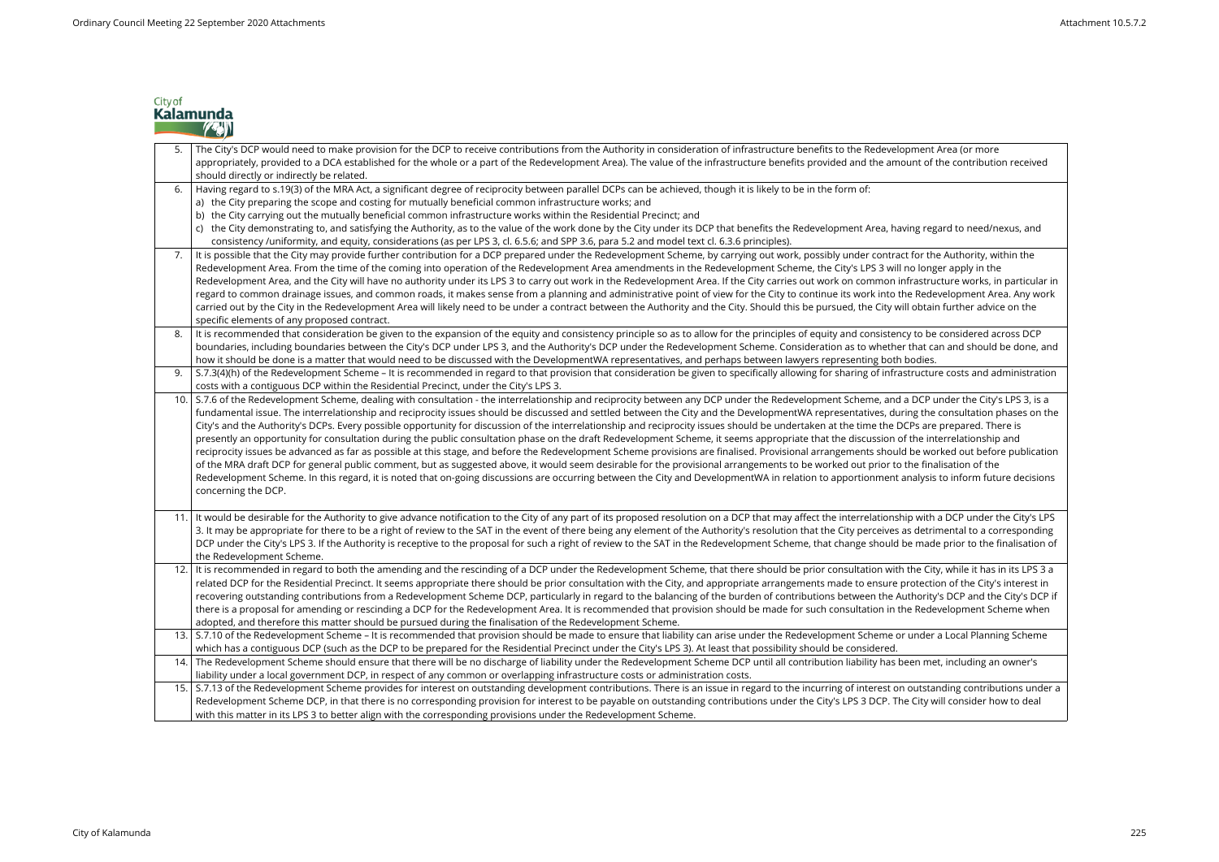| | |
|---|---|
| 5. | The City's DCP would need to make provision for the DCP to receive contributions from the Authority in consideration of infrastructure benefits to the Redevelopment Area (or more appropriately, provided to a DCA established for the whole or a part of the Redevelopment Area). The value of the infrastructure benefits provided and the amount of the contribution received should directly or indirectly be related. |
| 6. | Having regard to s.19(3) of the MRA Act, a significant degree of reciprocity between parallel DCPs can be achieved, though it is likely to be in the form of:<br>a) the City preparing the scope and costing for mutually beneficial common infrastructure works; and<br>b) the City carrying out the mutually beneficial common infrastructure works within the Residential Precinct; and<br>c) the City demonstrating to, and satisfying the Authority, as to the value of the work done by the City under its DCP that benefits the Redevelopment Area, having regard to need/nexus, and consistency /uniformity, and equity, considerations (as per LPS 3, cl. 6.5.6; and SPP 3.6, para 5.2 and model text cl. 6.3.6 principles). |
| 7. | It is possible that the City may provide further contribution for a DCP prepared under the Redevelopment Scheme, by carrying out work, possibly under contract for the Authority, within the Redevelopment Area. From the time of the coming into operation of the Redevelopment Area amendments in the Redevelopment Scheme, the City's LPS 3 will no longer apply in the Redevelopment Area, and the City will have no authority under its LPS 3 to carry out work in the Redevelopment Area. If the City carries out work on common infrastructure works, in particular in regard to common drainage issues, and common roads, it makes sense from a planning and administrative point of view for the City to continue its work into the Redevelopment Area. Any work carried out by the City in the Redevelopment Area will likely need to be under a contract between the Authority and the City. Should this be pursued, the City will obtain further advice on the specific elements of any proposed contract. |
| 8. | It is recommended that consideration be given to the expansion of the equity and consistency principle so as to allow for the principles of equity and consistency to be considered across DCP boundaries, including boundaries between the City's DCP under LPS 3, and the Authority's DCP under the Redevelopment Scheme. Consideration as to whether that can and should be done, and how it should be done is a matter that would need to be discussed with the DevelopmentWA representatives, and perhaps between lawyers representing both bodies. |
| 9. | S.7.3(4)(h) of the Redevelopment Scheme – It is recommended in regard to that provision that consideration be given to specifically allowing for sharing of infrastructure costs and administration costs with a contiguous DCP within the Residential Precinct, under the City's LPS 3. |
| 10. | S.7.6 of the Redevelopment Scheme, dealing with consultation - the interrelationship and reciprocity between any DCP under the Redevelopment Scheme, and a DCP under the City's LPS 3, is a fundamental issue. The interrelationship and reciprocity issues should be discussed and settled between the City and the DevelopmentWA representatives, during the consultation phases on the City's and the Authority's DCPs. Every possible opportunity for discussion of the interrelationship and reciprocity issues should be undertaken at the time the DCPs are prepared. There is presently an opportunity for consultation during the public consultation phase on the draft Redevelopment Scheme, it seems appropriate that the discussion of the interrelationship and reciprocity issues be advanced as far as possible at this stage, and before the Redevelopment Scheme provisions are finalised. Provisional arrangements should be worked out before publication of the MRA draft DCP for general public comment, but as suggested above, it would seem desirable for the provisional arrangements to be worked out prior to the finalisation of the Redevelopment Scheme. In this regard, it is noted that on-going discussions are occurring between the City and DevelopmentWA in relation to apportionment analysis to inform future decisions concerning the DCP. |
| 11. | It would be desirable for the Authority to give advance notification to the City of any part of its proposed resolution on a DCP that may affect the interrelationship with a DCP under the City's LPS 3. It may be appropriate for there to be a right of review to the SAT in the event of there being any element of the Authority's resolution that the City perceives as detrimental to a corresponding DCP under the City's LPS 3. If the Authority is receptive to the proposal for such a right of review to the SAT in the Redevelopment Scheme, that change should be made prior to the finalisation of the Redevelopment Scheme. |
| 12. | It is recommended in regard to both the amending and the rescinding of a DCP under the Redevelopment Scheme, that there should be prior consultation with the City, while it has in its LPS 3 a related DCP for the Residential Precinct. It seems appropriate there should be prior consultation with the City, and appropriate arrangements made to ensure protection of the City's interest in recovering outstanding contributions from a Redevelopment Scheme DCP, particularly in regard to the balancing of the burden of contributions between the Authority's DCP and the City's DCP if there is a proposal for amending or rescinding a DCP for the Redevelopment Area. It is recommended that provision should be made for such consultation in the Redevelopment Scheme when adopted, and therefore this matter should be pursued during the finalisation of the Redevelopment Scheme. |
| 13. | S.7.10 of the Redevelopment Scheme – It is recommended that provision should be made to ensure that liability can arise under the Redevelopment Scheme or under a Local Planning Scheme which has a contiguous DCP (such as the DCP to be prepared for the Residential Precinct under the City's LPS 3). At least that possibility should be considered. |
| 14. | The Redevelopment Scheme should ensure that there will be no discharge of liability under the Redevelopment Scheme DCP until all contribution liability has been met, including an owner's liability under a local government DCP, in respect of any common or overlapping infrastructure costs or administration costs. |
| 15. | S.7.13 of the Redevelopment Scheme provides for interest on outstanding development contributions. There is an issue in regard to the incurring of interest on outstanding contributions under a Redevelopment Scheme DCP, in that there is no corresponding provision for interest to be payable on outstanding contributions under the City's LPS 3 DCP. The City will consider how to deal with this matter in its LPS 3 to better align with the corresponding provisions under the Redevelopment Scheme. |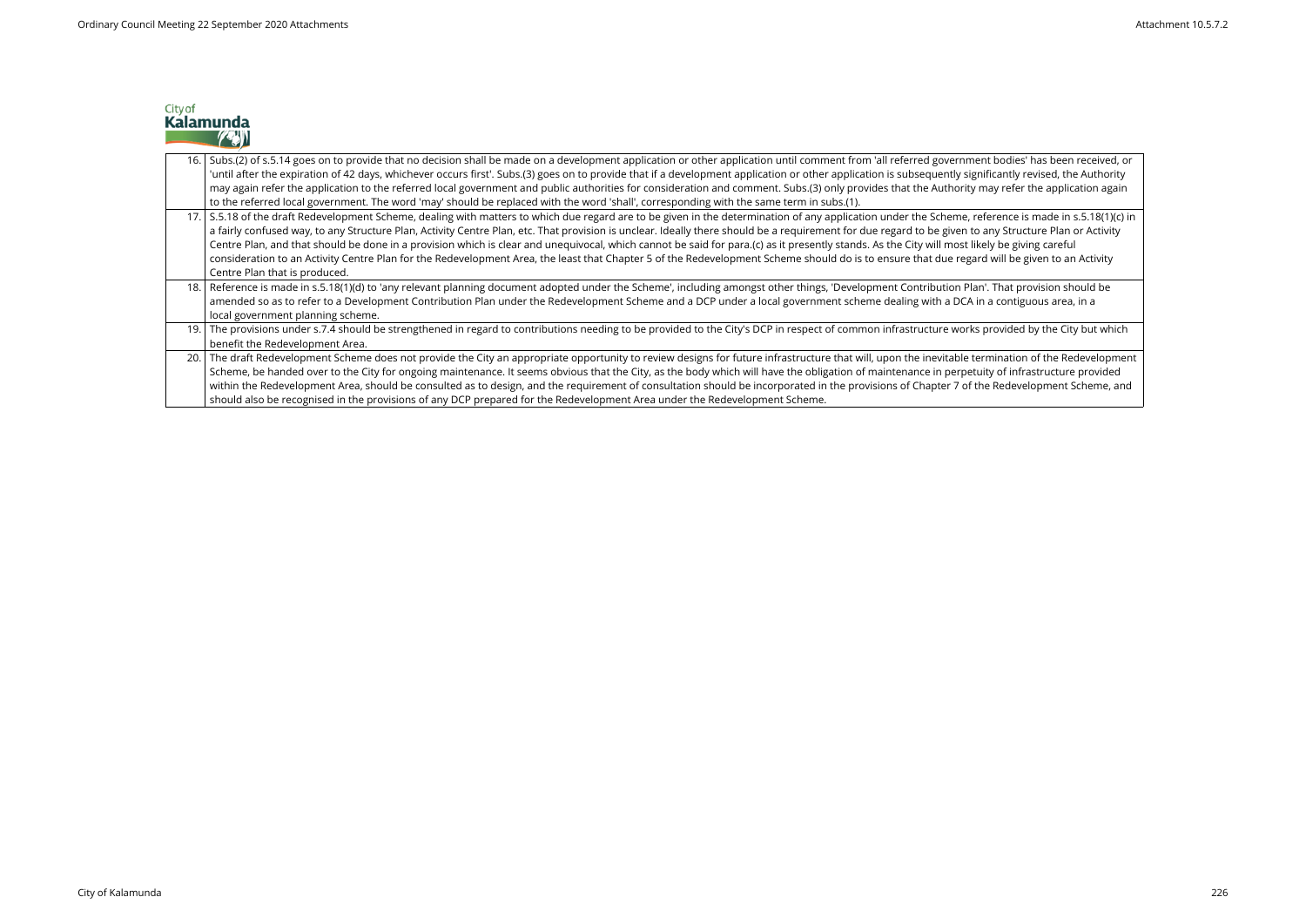| | |
|---|---|
| 16. | Subs.(2) of s.5.14 goes on to provide that no decision shall be made on a development application or other application until comment from 'all referred government bodies' has been received, or 'until after the expiration of 42 days, whichever occurs first'. Subs.(3) goes on to provide that if a development application or other application is subsequently significantly revised, the Authority may again refer the application to the referred local government and public authorities for consideration and comment. Subs.(3) only provides that the Authority may refer the application again to the referred local government. The word 'may' should be replaced with the word 'shall', corresponding with the same term in subs.(1). |
| 17. | S.5.18 of the draft Redevelopment Scheme, dealing with matters to which due regard are to be given in the determination of any application under the Scheme, reference is made in s.5.18(1)(c) in a fairly confused way, to any Structure Plan, Activity Centre Plan, etc. That provision is unclear. Ideally there should be a requirement for due regard to be given to any Structure Plan or Activity Centre Plan, and that should be done in a provision which is clear and unequivocal, which cannot be said for para.(c) as it presently stands. As the City will most likely be giving careful consideration to an Activity Centre Plan for the Redevelopment Area, the least that Chapter 5 of the Redevelopment Scheme should do is to ensure that due regard will be given to an Activity Centre Plan that is produced. |
| 18. | Reference is made in s.5.18(1)(d) to 'any relevant planning document adopted under the Scheme', including amongst other things, 'Development Contribution Plan'. That provision should be amended so as to refer to a Development Contribution Plan under the Redevelopment Scheme and a DCP under a local government scheme dealing with a DCA in a contiguous area, in a local government planning scheme. |
| 19. | The provisions under s.7.4 should be strengthened in regard to contributions needing to be provided to the City's DCP in respect of common infrastructure works provided by the City but which benefit the Redevelopment Area. |
| 20. | The draft Redevelopment Scheme does not provide the City an appropriate opportunity to review designs for future infrastructure that will, upon the inevitable termination of the Redevelopment Scheme, be handed over to the City for ongoing maintenance. It seems obvious that the City, as the body which will have the obligation of maintenance in perpetuity of infrastructure provided within the Redevelopment Area, should be consulted as to design, and the requirement of consultation should be incorporated in the provisions of Chapter 7 of the Redevelopment Scheme, and should also be recognised in the provisions of any DCP prepared for the Redevelopment Area under the Redevelopment Scheme. |